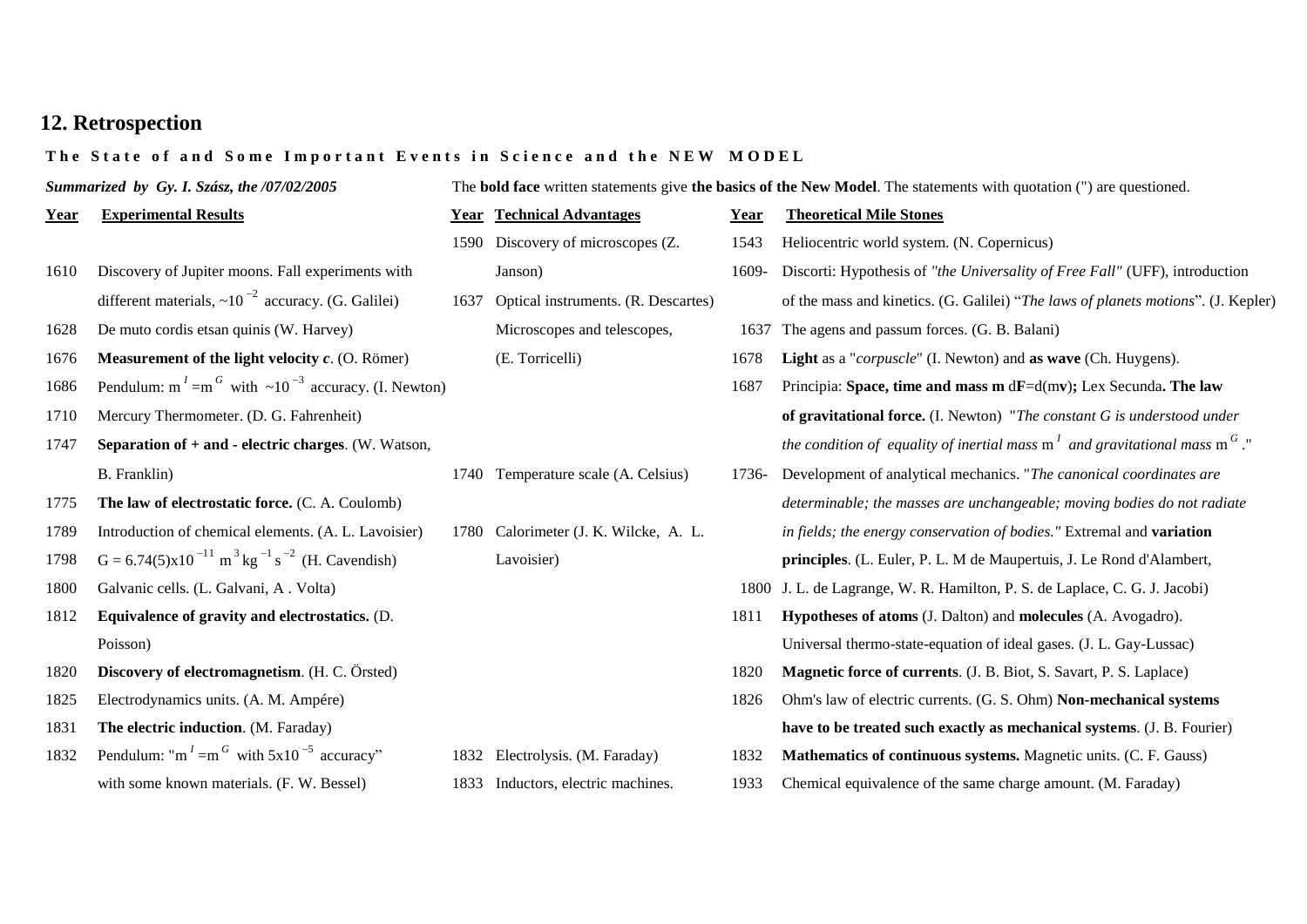## 12. Retrospection

**The State of and Some Important Events in Science and the NEW MODEL**

***Summarized by Gy. I. Szász, the /07/02/2005***

The **bold face** written statements give **the basics of the New Model**. The statements with quotation (") are questioned.

| Year | Experimental Results | Year | Technical Advantages | Year | Theoretical Mile Stones |
|---|---|---|---|---|---|
| | | 1590 | Discovery of microscopes (Z. Janson) | 1543 | Heliocentric world system. (N. Copernicus) |
| 1610 | Discovery of Jupiter moons. Fall experiments with different materials, $\sim 10^{-2}$ accuracy. (G. Galilei) | 1637 | Optical instruments. (R. Descartes) Microscopes and telescopes, (E. Torricelli) | 1609- | Discorti: Hypothesis of *"the Universality of Free Fall"* (UFF), introduction of the mass and kinetics. (G. Galilei) "*The laws of planets motions*". (J. Kepler) |
| 1628 | De muto cordis etsan quinis (W. Harvey) | | | 1637 | The agens and passum forces. (G. B. Balani) |
| 1676 | **Measurement of the light velocity *c*.** (O. Römer) | | | 1678 | **Light** as a "*corpuscle*" (I. Newton) and **as wave** (Ch. Huygens). |
| 1686 | Pendulum: $m^I = m^G$ with $\sim 10^{-3}$ accuracy. (I. Newton) | | | 1687 | Principia: **Space, time and mass m** $d\mathbf{F} = d(m\mathbf{v})$**;** Lex Secunda**. The law of gravitational force.** (I. Newton) "*The constant G is understood under the condition of equality of inertial mass* $m^I$ *and gravitational mass* $m^G$." |
| 1710 | Mercury Thermometer. (D. G. Fahrenheit) | | | | |
| 1747 | **Separation of + and - electric charges**. (W. Watson, B. Franklin) | 1740 | Temperature scale (A. Celsius) | 1736- | Development of analytical mechanics. "*The canonical coordinates are determinable; the masses are unchangeable; moving bodies do not radiate in fields; the energy conservation of bodies.*" Extremal and **variation principles**. (L. Euler, P. L. M de Maupertuis, J. Le Rond d'Alembert, |
| 1775 | **The law of electrostatic force.** (C. A. Coulomb) | | | | |
| 1789 | Introduction of chemical elements. (A. L. Lavoisier) | 1780 | Calorimeter (J. K. Wilcke, A. L. Lavoisier) | | |
| 1798 | $G = 6.74(5) \times 10^{-11}\ m^3\, kg^{-1}\, s^{-2}$ (H. Cavendish) | | | | |
| 1800 | Galvanic cells. (L. Galvani, A . Volta) | | | 1800 | J. L. de Lagrange, W. R. Hamilton, P. S. de Laplace, C. G. J. Jacobi) |
| 1812 | **Equivalence of gravity and electrostatics.** (D. Poisson) | | | 1811 | **Hypotheses of atoms** (J. Dalton) and **molecules** (A. Avogadro). Universal thermo-state-equation of ideal gases. (J. L. Gay-Lussac) |
| 1820 | **Discovery of electromagnetism**. (H. C. Örsted) | | | 1820 | **Magnetic force of currents**. (J. B. Biot, S. Savart, P. S. Laplace) |
| 1825 | Electrodynamics units. (A. M. Ampére) | | | 1826 | Ohm's law of electric currents. (G. S. Ohm) **Non-mechanical systems have to be treated such exactly as mechanical systems**. (J. B. Fourier) |
| 1831 | **The electric induction**. (M. Faraday) | | | | |
| 1832 | Pendulum: "$m^I = m^G$ with $5 \times 10^{-5}$ accuracy" with some known materials. (F. W. Bessel) | 1832 | Electrolysis. (M. Faraday) | 1832 | **Mathematics of continuous systems.** Magnetic units. (C. F. Gauss) |
| | | 1833 | Inductors, electric machines. | 1933 | Chemical equivalence of the same charge amount. (M. Faraday) |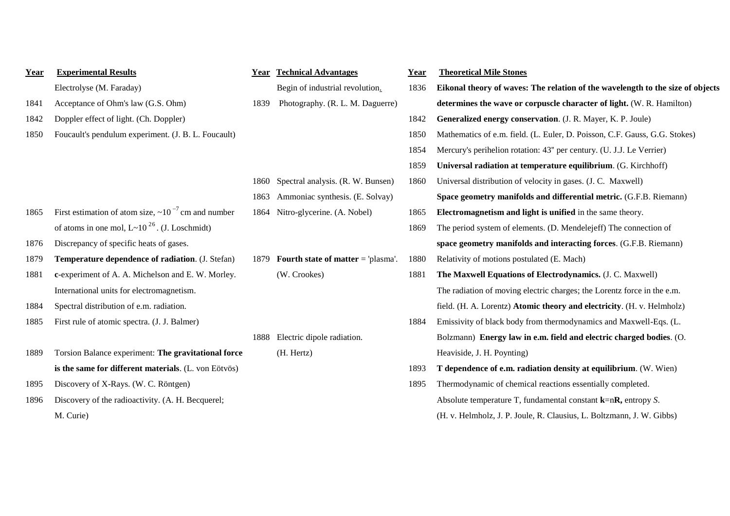| Year | Experimental Results | Year | Technical Advantages | Year | Theoretical Mile Stones |
|---|---|---|---|---|---|
| | Electrolyse (M. Faraday) | | Begin of industrial revolution. | 1836 | **Eikonal theory of waves: The relation of the wavelength to the size of objects determines the wave or corpuscle character of light.** (W. R. Hamilton) |
| 1841 | Acceptance of Ohm's law (G.S. Ohm) | 1839 | Photography. (R. L. M. Daguerre) | | |
| 1842 | Doppler effect of light. (Ch. Doppler) | | | 1842 | **Generalized energy conservation**. (J. R. Mayer, K. P. Joule) |
| 1850 | Foucault's pendulum experiment. (J. B. L. Foucault) | | | 1850 | Mathematics of e.m. field. (L. Euler, D. Poisson, C.F. Gauss, G.G. Stokes) |
| | | | | 1854 | Mercury's perihelion rotation: 43'' per century. (U. J.J. Le Verrier) |
| | | | | 1859 | **Universal radiation at temperature equilibrium**. (G. Kirchhoff) |
| | | 1860 | Spectral analysis. (R. W. Bunsen) | 1860 | Universal distribution of velocity in gases. (J. C. Maxwell) |
| | | 1863 | Ammoniac synthesis. (E. Solvay) | | **Space geometry manifolds and differential metric.** (G.F.B. Riemann) |
| 1865 | First estimation of atom size, $\sim 10^{-7}$ cm and number of atoms in one mol, $L \sim 10^{26}$. (J. Loschmidt) | 1864 | Nitro-glycerine. (A. Nobel) | 1865 | **Electromagnetism and light is unified** in the same theory. |
| | | | | 1869 | The period system of elements. (D. Mendelejeff) The connection of **space geometry manifolds and interacting forces**. (G.F.B. Riemann) |
| 1876 | Discrepancy of specific heats of gases. | | | | |
| 1879 | **Temperature dependence of radiation**. (J. Stefan) | 1879 | **Fourth state of matter** = 'plasma'. (W. Crookes) | 1880 | Relativity of motions postulated (E. Mach) |
| 1881 | **c**-experiment of A. A. Michelson and E. W. Morley. International units for electromagnetism. | | | 1881 | **The Maxwell Equations of Electrodynamics.** (J. C. Maxwell) The radiation of moving electric charges; the Lorentz force in the e.m. field. (H. A. Lorentz) **Atomic theory and electricity**. (H. v. Helmholz) |
| 1884 | Spectral distribution of e.m. radiation. | | | 1884 | Emissivity of black body from thermodynamics and Maxwell-Eqs. (L. Bolzmann) **Energy law in e.m. field and electric charged bodies**. (O. Heaviside, J. H. Poynting) |
| 1885 | First rule of atomic spectra. (J. J. Balmer) | | | | |
| | | 1888 | Electric dipole radiation. (H. Hertz) | | |
| 1889 | Torsion Balance experiment: **The gravitational force is the same for different materials**. (L. von Eötvös) | | | | |
| | | | | 1893 | **T dependence of e.m. radiation density at equilibrium**. (W. Wien) |
| 1895 | Discovery of X-Rays. (W. C. Röntgen) | | | 1895 | Thermodynamic of chemical reactions essentially completed. Absolute temperature T, fundamental constant **k**=n**R,** entropy *S*. (H. v. Helmholz, J. P. Joule, R. Clausius, L. Boltzmann, J. W. Gibbs) |
| 1896 | Discovery of the radioactivity. (A. H. Becquerel; M. Curie) | | | | |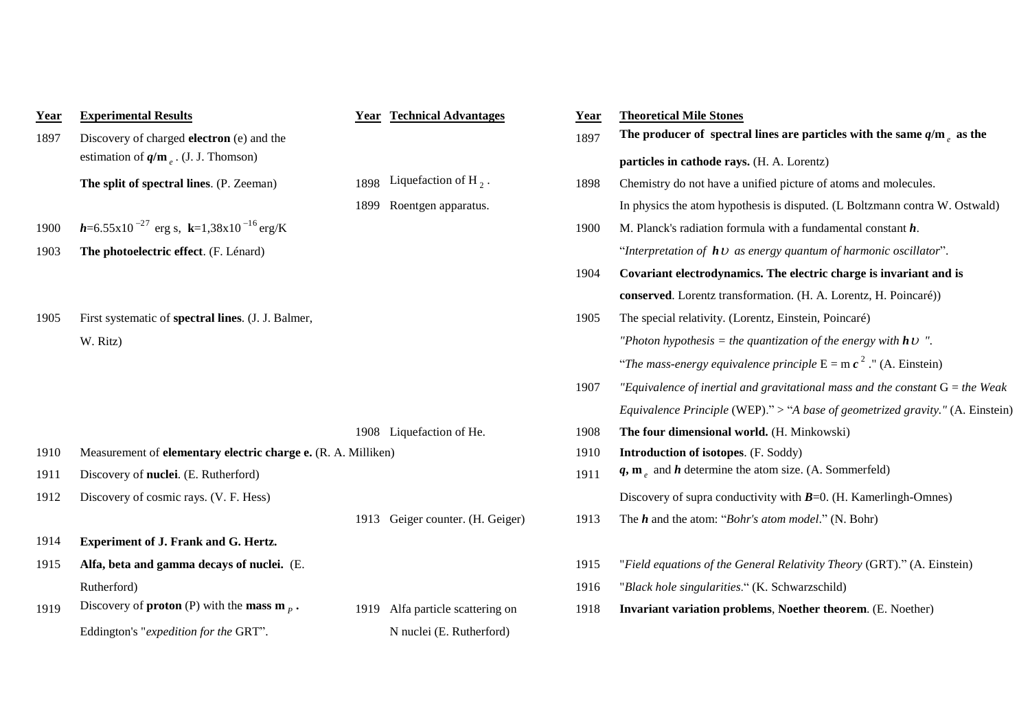| Year | Experimental Results | Year | Technical Advantages | Year | Theoretical Mile Stones |
|---|---|---|---|---|---|
| 1897 | Discovery of charged **electron** (e) and the estimation of $q/m_e$. (J. J. Thomson) | | | 1897 | **The producer of spectral lines are particles with the same $q/m_e$ as the particles in cathode rays.** (H. A. Lorentz) |
| | **The split of spectral lines**. (P. Zeeman) | 1898 | Liquefaction of $H_2$. | 1898 | Chemistry do not have a unified picture of atoms and molecules. |
| | | 1899 | Roentgen apparatus. | | In physics the atom hypothesis is disputed. (L Boltzmann contra W. Ostwald) |
| 1900 | $h$=6.55x10$^{-27}$ erg s, **k**=1,38x10$^{-16}$ erg/K | | | 1900 | M. Planck's radiation formula with a fundamental constant $h$. |
| 1903 | **The photoelectric effect**. (F. Lénard) | | | | "*Interpretation of* $h\upsilon$ *as energy quantum of harmonic oscillator*". |
| | | | | 1904 | **Covariant electrodynamics. The electric charge is invariant and is conserved**. Lorentz transformation. (H. A. Lorentz, H. Poincaré)) |
| 1905 | First systematic of **spectral lines**. (J. J. Balmer, W. Ritz) | | | 1905 | The special relativity. (Lorentz, Einstein, Poincaré) |
| | | | | | *"Photon hypothesis = the quantization of the energy with* $h\upsilon$ *"*. |
| | | | | | "*The mass-energy equivalence principle* $E = m c^2$." (A. Einstein) |
| | | | | 1907 | *"Equivalence of inertial and gravitational mass and the constant* G = *the Weak Equivalence Principle* (WEP)." > "*A base of geometrized gravity."* (A. Einstein) |
| | | 1908 | Liquefaction of He. | 1908 | **The four dimensional world.** (H. Minkowski) |
| 1910 | Measurement of **elementary electric charge e.** (R. A. Milliken) | | | 1910 | **Introduction of isotopes**. (F. Soddy) |
| 1911 | Discovery of **nuclei**. (E. Rutherford) | | | 1911 | $q$, $m_e$ and $h$ determine the atom size. (A. Sommerfeld) |
| 1912 | Discovery of cosmic rays. (V. F. Hess) | | | | Discovery of supra conductivity with $B$=0. (H. Kamerlingh-Omnes) |
| | | 1913 | Geiger counter. (H. Geiger) | 1913 | The $h$ and the atom: "*Bohr's atom model*." (N. Bohr) |
| 1914 | **Experiment of J. Frank and G. Hertz.** | | | | |
| 1915 | **Alfa, beta and gamma decays of nuclei.** (E. Rutherford) | | | 1915 | "*Field equations of the General Relativity Theory* (GRT)." (A. Einstein) |
| | | | | 1916 | "*Black hole singularities*." (K. Schwarzschild) |
| 1919 | Discovery of **proton** (P) with the **mass** $m_P$. | 1919 | Alfa particle scattering on N nuclei (E. Rutherford) | 1918 | **Invariant variation problems**, **Noether theorem**. (E. Noether) |
| | Eddington's "*expedition for the* GRT". | | | | |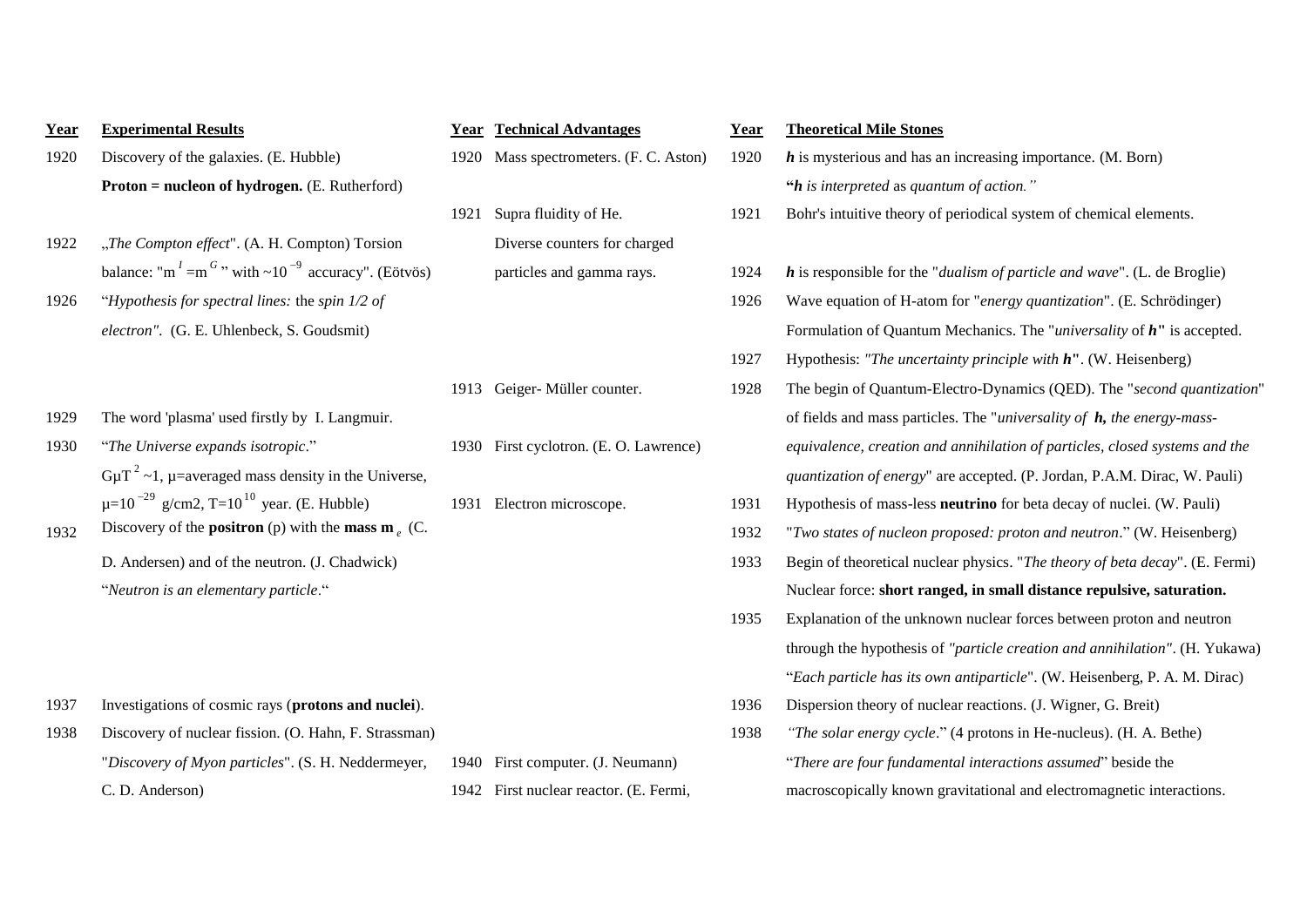| Year | Experimental Results | Year | Technical Advantages | Year | Theoretical Mile Stones |
|---|---|---|---|---|---|
| 1920 | Discovery of the galaxies. (E. Hubble) **Proton = nucleon of hydrogen.** (E. Rutherford) | 1920 | Mass spectrometers. (F. C. Aston) | 1920 | ***h*** is mysterious and has an increasing importance. (M. Born) **"*h*** *is interpreted* as *quantum of action."* |
| | | 1921 | Supra fluidity of He. Diverse counters for charged particles and gamma rays. | 1921 | Bohr's intuitive theory of periodical system of chemical elements. |
| 1922 | „*The Compton effect*". (A. H. Compton) Torsion balance: "$m^I = m^G$" with $\sim 10^{-9}$ accuracy". (Eötvös) | | | 1924 | ***h*** is responsible for the "*dualism of particle and wave*". (L. de Broglie) |
| 1926 | "*Hypothesis for spectral lines:* the *spin 1/2 of electron"*. (G. E. Uhlenbeck, S. Goudsmit) | | | 1926 | Wave equation of H-atom for "*energy quantization*". (E. Schrödinger) Formulation of Quantum Mechanics. The "*universality* of ***h***" is accepted. |
| | | | | 1927 | Hypothesis: *"The uncertainty principle with* ***h***". (W. Heisenberg) |
| | | 1913 | Geiger- Müller counter. | 1928 | The begin of Quantum-Electro-Dynamics (QED). The "*second quantization*" of fields and mass particles. The "*universality of* ***h****, the energy-mass-equivalence, creation and annihilation of particles, closed systems and the quantization of energy*" are accepted. (P. Jordan, P.A.M. Dirac, W. Pauli) |
| 1929 | The word 'plasma' used firstly by I. Langmuir. | | | | |
| 1930 | "*The Universe expands isotropic*." $G\mu T^2 \sim 1$, μ=averaged mass density in the Universe, $\mu = 10^{-29}$ g/cm2, $T = 10^{10}$ year. (E. Hubble) | 1930 | First cyclotron. (E. O. Lawrence) | | |
| | | 1931 | Electron microscope. | 1931 | Hypothesis of mass-less **neutrino** for beta decay of nuclei. (W. Pauli) |
| 1932 | Discovery of the **positron** (p) with the **mass** $\mathbf{m}_e$ (C. D. Andersen) and of the neutron. (J. Chadwick) "*Neutron is an elementary particle*." | | | 1932 | "*Two states of nucleon proposed: proton and neutron*." (W. Heisenberg) |
| | | | | 1933 | Begin of theoretical nuclear physics. "*The theory of beta decay*". (E. Fermi) Nuclear force: **short ranged, in small distance repulsive, saturation.** |
| | | | | 1935 | Explanation of the unknown nuclear forces between proton and neutron through the hypothesis of *"particle creation and annihilation"*. (H. Yukawa) "*Each particle has its own antiparticle*". (W. Heisenberg, P. A. M. Dirac) |
| 1937 | Investigations of cosmic rays (**protons and nuclei**). | | | 1936 | Dispersion theory of nuclear reactions. (J. Wigner, G. Breit) |
| 1938 | Discovery of nuclear fission. (O. Hahn, F. Strassman) "*Discovery of Myon particles*". (S. H. Neddermeyer, C. D. Anderson) | 1940 | First computer. (J. Neumann) | 1938 | *"The solar energy cycle*." (4 protons in He-nucleus). (H. A. Bethe) "*There are four fundamental interactions assumed*" beside the macroscopically known gravitational and electromagnetic interactions. |
| | | 1942 | First nuclear reactor. (E. Fermi, | | |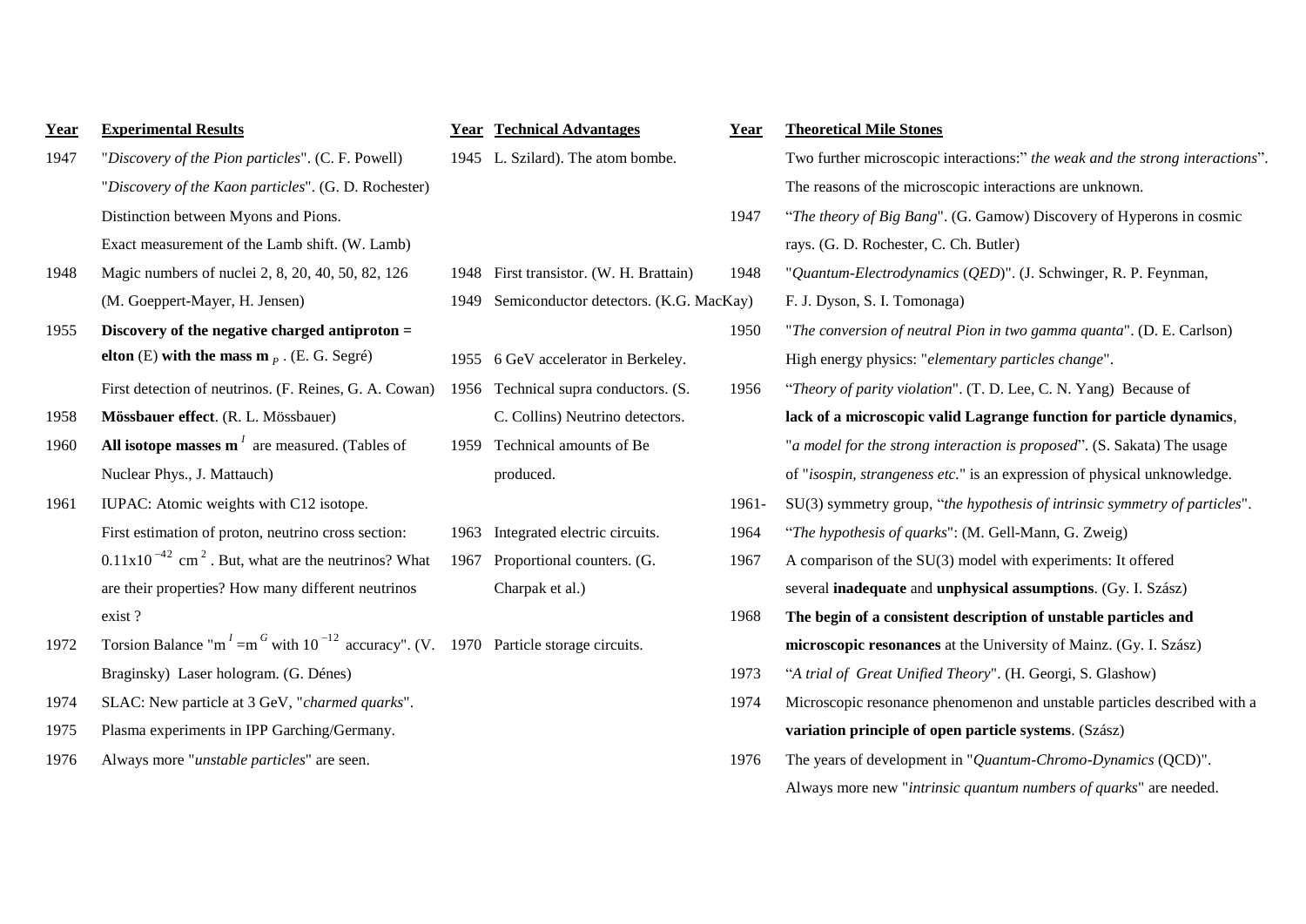| Year | Experimental Results | Year | Technical Advantages | Year | Theoretical Mile Stones |
|---|---|---|---|---|---|
| 1947 | "*Discovery of the Pion particles*". (C. F. Powell) "*Discovery of the Kaon particles*". (G. D. Rochester) Distinction between Myons and Pions. Exact measurement of the Lamb shift. (W. Lamb) | 1945 | L. Szilard). The atom bombe. | | Two further microscopic interactions:" *the weak and the strong interactions*". The reasons of the microscopic interactions are unknown. |
| | | | | 1947 | "*The theory of Big Bang*". (G. Gamow) Discovery of Hyperons in cosmic rays. (G. D. Rochester, C. Ch. Butler) |
| 1948 | Magic numbers of nuclei 2, 8, 20, 40, 50, 82, 126 (M. Goeppert-Mayer, H. Jensen) | 1948 | First transistor. (W. H. Brattain) | 1948 | "*Quantum-Electrodynamics* (*QED*)". (J. Schwinger, R. P. Feynman, F. J. Dyson, S. I. Tomonaga) |
| | | 1949 | Semiconductor detectors. (K.G. MacKay) | | |
| 1955 | **Discovery of the negative charged antiproton = elton** (E) **with the mass m** $_P$ . (E. G. Segré) | 1955 | 6 GeV accelerator in Berkeley. | 1950 | "*The conversion of neutral Pion in two gamma quanta*". (D. E. Carlson) High energy physics: "*elementary particles change*". |
| | First detection of neutrinos. (F. Reines, G. A. Cowan) | 1956 | Technical supra conductors. (S. C. Collins) Neutrino detectors. | 1956 | "*Theory of parity violation*". (T. D. Lee, C. N. Yang) Because of **lack of a microscopic valid Lagrange function for particle dynamics**, "*a model for the strong interaction is proposed*". (S. Sakata) The usage of "*isospin, strangeness etc.*" is an expression of physical unknowledge. |
| 1958 | **Mössbauer effect**. (R. L. Mössbauer) | | | | |
| 1960 | **All isotope masses m** $^I$ are measured. (Tables of Nuclear Phys., J. Mattauch) | 1959 | Technical amounts of Be produced. | | |
| 1961 | IUPAC: Atomic weights with C12 isotope. | | | 1961- | SU(3) symmetry group, "*the hypothesis of intrinsic symmetry of particles*". |
| | First estimation of proton, neutrino cross section: $0.11\text{x}10^{-42}$ cm $^2$ . But, what are the neutrinos? What are their properties? How many different neutrinos exist ? | 1963 | Integrated electric circuits. | 1964 | "*The hypothesis of quarks*": (M. Gell-Mann, G. Zweig) |
| | | 1967 | Proportional counters. (G. Charpak et al.) | 1967 | A comparison of the SU(3) model with experiments: It offered several **inadequate** and **unphysical assumptions**. (Gy. I. Szász) |
| | | | | 1968 | **The begin of a consistent description of unstable particles and microscopic resonances** at the University of Mainz. (Gy. I. Szász) |
| 1972 | Torsion Balance "m $^I$ =m $^G$ with $10^{-12}$ accuracy". (V. Braginsky) Laser hologram. (G. Dénes) | 1970 | Particle storage circuits. | | |
| | | | | 1973 | "*A trial of Great Unified Theory*". (H. Georgi, S. Glashow) |
| 1974 | SLAC: New particle at 3 GeV, "*charmed quarks*". | | | 1974 | Microscopic resonance phenomenon and unstable particles described with a **variation principle of open particle systems**. (Szász) |
| 1975 | Plasma experiments in IPP Garching/Germany. | | | | |
| 1976 | Always more "*unstable particles*" are seen. | | | 1976 | The years of development in "*Quantum-Chromo-Dynamics* (QCD)". Always more new "*intrinsic quantum numbers of quarks*" are needed. |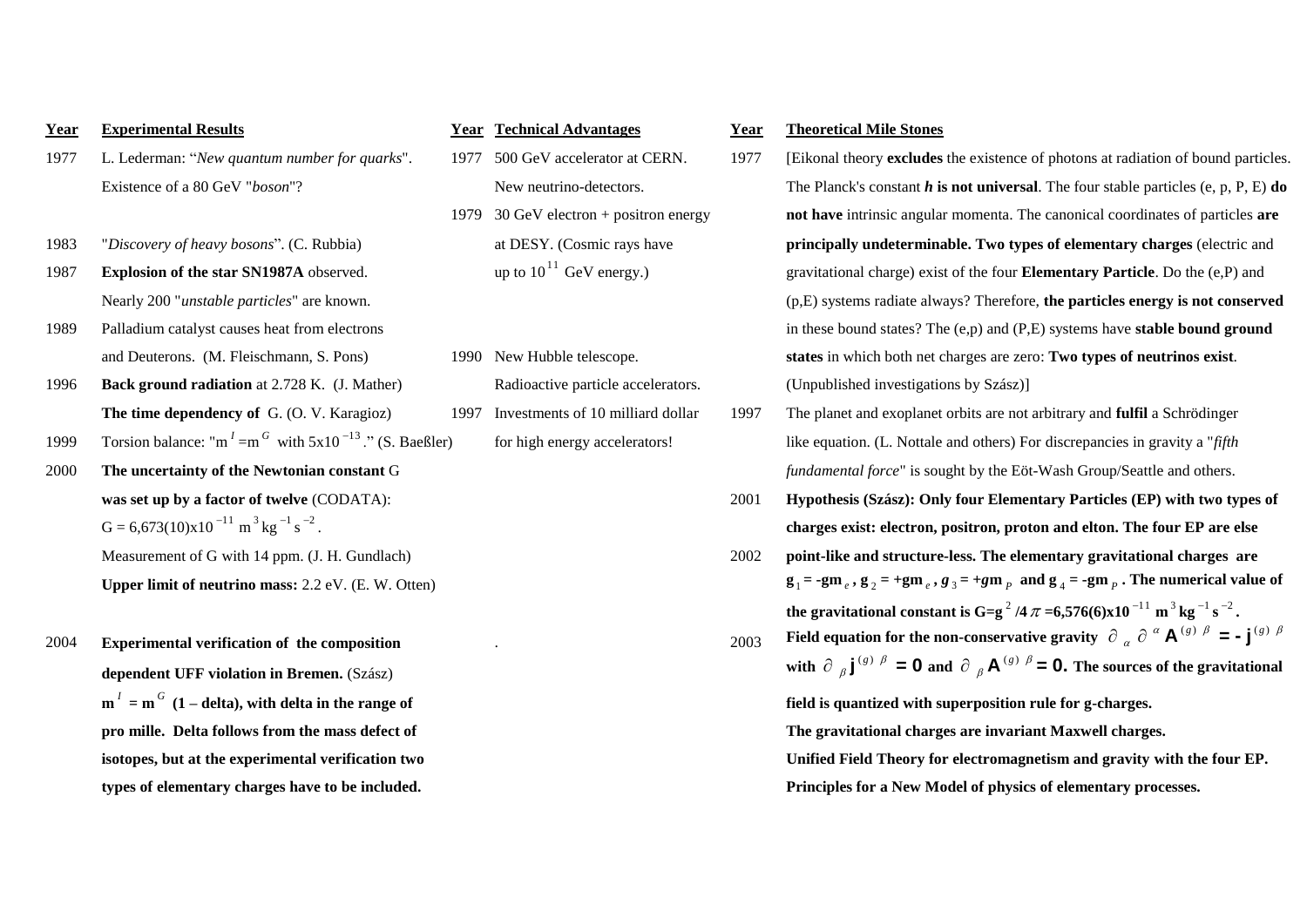| Year | Experimental Results | Year | Technical Advantages | Year | Theoretical Mile Stones |
|---|---|---|---|---|---|
| 1977 | L. Lederman: "*New quantum number for quarks*". Existence of a 80 GeV "*boson*"? | 1977 | 500 GeV accelerator at CERN. New neutrino-detectors. | 1977 | [Eikonal theory **excludes** the existence of photons at radiation of bound particles. The Planck's constant ***h* is not universal**. The four stable particles (e, p, P, E) **do not have** intrinsic angular momenta. The canonical coordinates of particles **are principally undeterminable. Two types of elementary charges** (electric and gravitational charge) exist of the four **Elementary Particle**. Do the (e,P) and (p,E) systems radiate always? Therefore, **the particles energy is not conserved** in these bound states? The (e,p) and (P,E) systems have **stable bound ground states** in which both net charges are zero: **Two types of neutrinos exist**. (Unpublished investigations by Szász)] |
| | | 1979 | 30 GeV electron + positron energy at DESY. (Cosmic rays have up to $10^{11}$ GeV energy.) | | |
| 1983 | "*Discovery of heavy bosons*". (C. Rubbia) | | | | |
| 1987 | **Explosion of the star SN1987A** observed. Nearly 200 "*unstable particles*" are known. | | | | |
| 1989 | Palladium catalyst causes heat from electrons and Deuterons. (M. Fleischmann, S. Pons) | 1990 | New Hubble telescope. Radioactive particle accelerators. | | |
| 1996 | **Back ground radiation** at 2.728 K. (J. Mather) **The time dependency of** G. (O. V. Karagioz) | 1997 | Investments of 10 milliard dollar for high energy accelerators! | 1997 | The planet and exoplanet orbits are not arbitrary and **fulfil** a Schrödinger like equation. (L. Nottale and others) For discrepancies in gravity a "*fifth fundamental force*" is sought by the Eöt-Wash Group/Seattle and others. |
| 1999 | Torsion balance: "$m^I = m^G$ with $5x10^{-13}$." (S. Baeßler) | | | | |
| 2000 | **The uncertainty of the Newtonian constant** G **was set up by a factor of twelve** (CODATA): $G = 6{,}673(10)x10^{-11}\ m^3 kg^{-1} s^{-2}$. Measurement of G with 14 ppm. (J. H. Gundlach) **Upper limit of neutrino mass:** 2.2 eV. (E. W. Otten) | | | 2001 | **Hypothesis (Szász): Only four Elementary Particles (EP) with two types of charges exist: electron, positron, proton and elton. The four EP are else point-like and structure-less.** |
| | | | | 2002 | **The elementary gravitational charges are $g_1 = -gm_e$, $g_2 = +gm_e$, $g_3 = +gm_P$ and $g_4 = -gm_P$. The numerical value of the gravitational constant is $G = g^2/4\pi = 6{,}576(6)x10^{-11}\ m^3 kg^{-1} s^{-2}$.** |
| 2004 | **Experimental verification of the composition dependent UFF violation in Bremen.** (Szász) **$m^I = m^G$ (1 – delta), with delta in the range of pro mille. Delta follows from the mass defect of isotopes, but at the experimental verification two types of elementary charges have to be included.** | | . | 2003 | **Field equation for the non-conservative gravity $\partial_\alpha \partial^\alpha A^{(g)\beta} = -j^{(g)\beta}$ with $\partial_\beta j^{(g)\beta} = 0$ and $\partial_\beta A^{(g)\beta} = 0$. The sources of the gravitational field is quantized with superposition rule for g-charges. The gravitational charges are invariant Maxwell charges. Unified Field Theory for electromagnetism and gravity with the four EP. Principles for a New Model of physics of elementary processes.** |